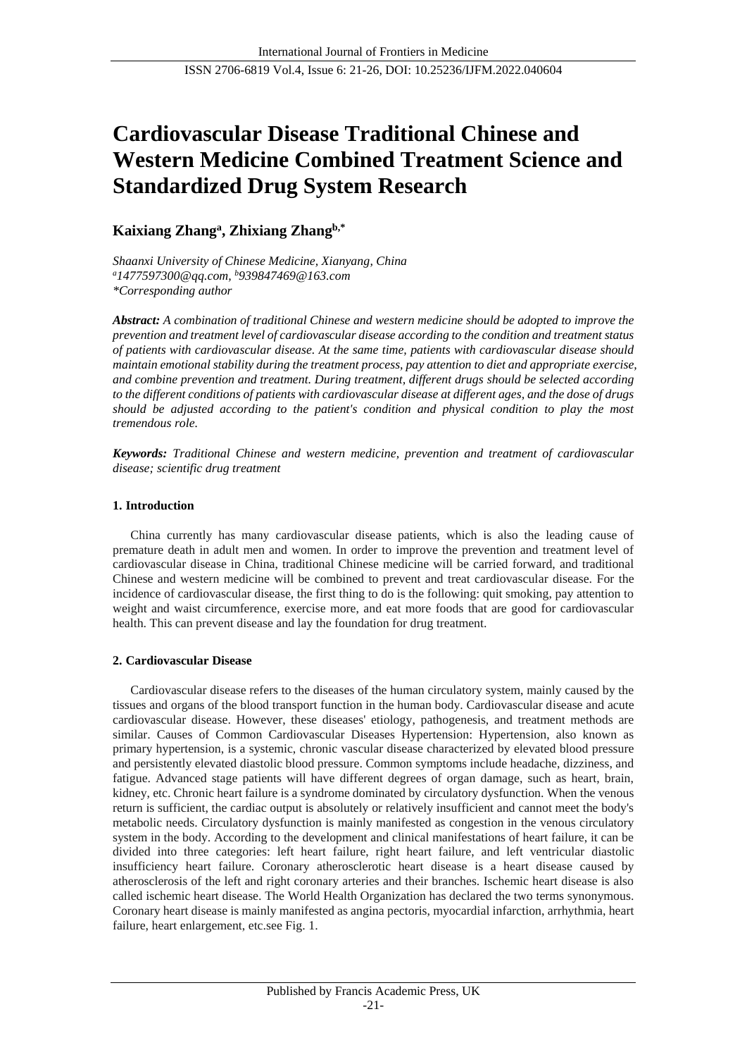# Cardiovascular Disease Traditional Chinese and Western Medicine Combined Treatment Science and Standardized Drug System Research

**Kaixiang Zhang[a], Zhixiang Zhang[b,*]**

*Shaanxi University of Chinese Medicine, Xianyang, China*
*[a]1477597300@qq.com, [b]939847469@163.com*
*\*Corresponding author*

***Abstract:*** *A combination of traditional Chinese and western medicine should be adopted to improve the prevention and treatment level of cardiovascular disease according to the condition and treatment status of patients with cardiovascular disease. At the same time, patients with cardiovascular disease should maintain emotional stability during the treatment process, pay attention to diet and appropriate exercise, and combine prevention and treatment. During treatment, different drugs should be selected according to the different conditions of patients with cardiovascular disease at different ages, and the dose of drugs should be adjusted according to the patient's condition and physical condition to play the most tremendous role.*

***Keywords:*** *Traditional Chinese and western medicine, prevention and treatment of cardiovascular disease; scientific drug treatment*

## 1. Introduction

China currently has many cardiovascular disease patients, which is also the leading cause of premature death in adult men and women. In order to improve the prevention and treatment level of cardiovascular disease in China, traditional Chinese medicine will be carried forward, and traditional Chinese and western medicine will be combined to prevent and treat cardiovascular disease. For the incidence of cardiovascular disease, the first thing to do is the following: quit smoking, pay attention to weight and waist circumference, exercise more, and eat more foods that are good for cardiovascular health. This can prevent disease and lay the foundation for drug treatment.

## 2. Cardiovascular Disease

Cardiovascular disease refers to the diseases of the human circulatory system, mainly caused by the tissues and organs of the blood transport function in the human body. Cardiovascular disease and acute cardiovascular disease. However, these diseases' etiology, pathogenesis, and treatment methods are similar. Causes of Common Cardiovascular Diseases Hypertension: Hypertension, also known as primary hypertension, is a systemic, chronic vascular disease characterized by elevated blood pressure and persistently elevated diastolic blood pressure. Common symptoms include headache, dizziness, and fatigue. Advanced stage patients will have different degrees of organ damage, such as heart, brain, kidney, etc. Chronic heart failure is a syndrome dominated by circulatory dysfunction. When the venous return is sufficient, the cardiac output is absolutely or relatively insufficient and cannot meet the body's metabolic needs. Circulatory dysfunction is mainly manifested as congestion in the venous circulatory system in the body. According to the development and clinical manifestations of heart failure, it can be divided into three categories: left heart failure, right heart failure, and left ventricular diastolic insufficiency heart failure. Coronary atherosclerotic heart disease is a heart disease caused by atherosclerosis of the left and right coronary arteries and their branches. Ischemic heart disease is also called ischemic heart disease. The World Health Organization has declared the two terms synonymous. Coronary heart disease is mainly manifested as angina pectoris, myocardial infarction, arrhythmia, heart failure, heart enlargement, etc.see Fig. 1.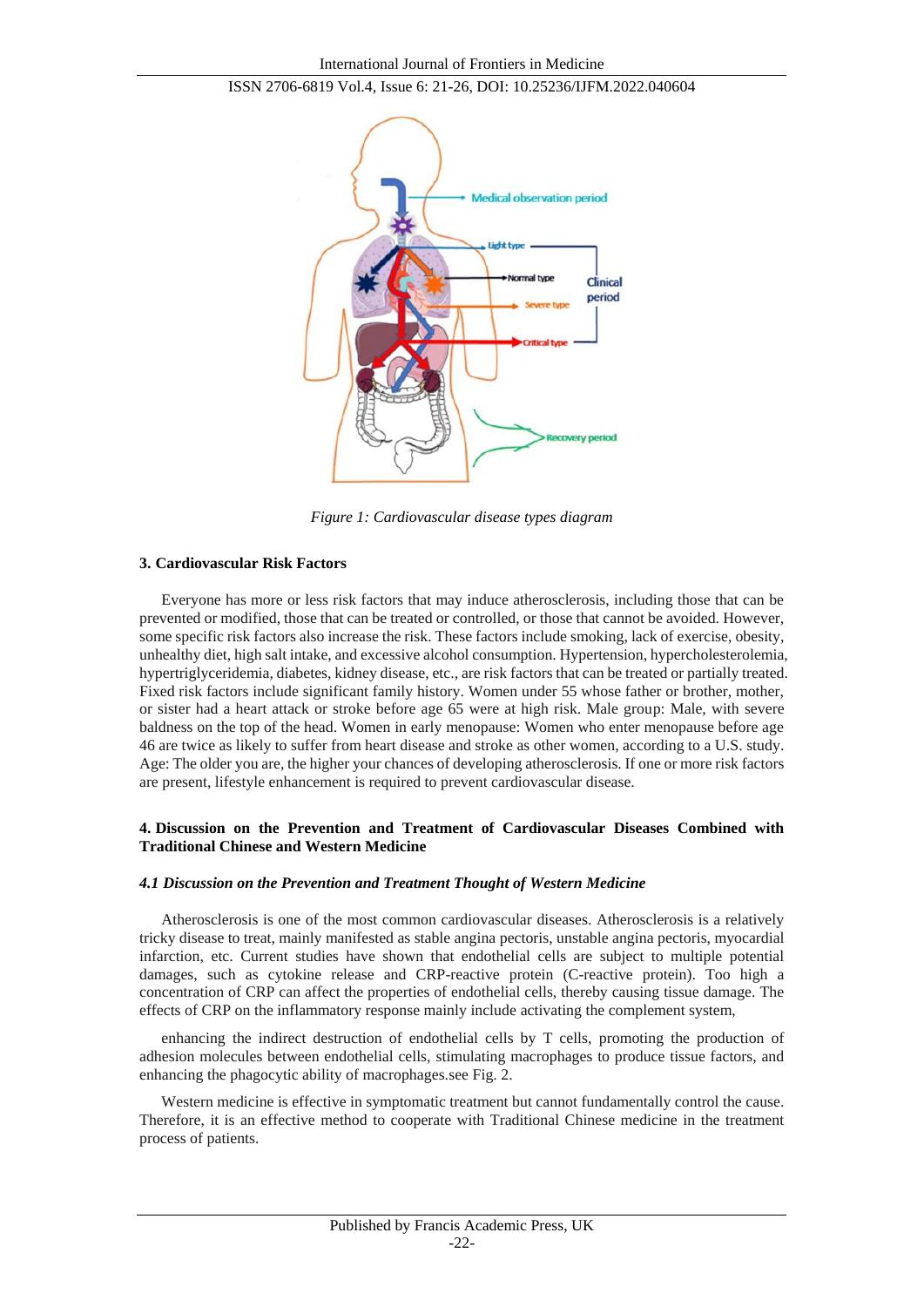Figure 1: Cardiovascular disease types diagram

## 3. Cardiovascular Risk Factors

Everyone has more or less risk factors that may induce atherosclerosis, including those that can be prevented or modified, those that can be treated or controlled, or those that cannot be avoided. However, some specific risk factors also increase the risk. These factors include smoking, lack of exercise, obesity, unhealthy diet, high salt intake, and excessive alcohol consumption. Hypertension, hypercholesterolemia, hypertriglyceridemia, diabetes, kidney disease, etc., are risk factors that can be treated or partially treated. Fixed risk factors include significant family history. Women under 55 whose father or brother, mother, or sister had a heart attack or stroke before age 65 were at high risk. Male group: Male, with severe baldness on the top of the head. Women in early menopause: Women who enter menopause before age 46 are twice as likely to suffer from heart disease and stroke as other women, according to a U.S. study. Age: The older you are, the higher your chances of developing atherosclerosis. If one or more risk factors are present, lifestyle enhancement is required to prevent cardiovascular disease.

## 4. Discussion on the Prevention and Treatment of Cardiovascular Diseases Combined with Traditional Chinese and Western Medicine

### *4.1 Discussion on the Prevention and Treatment Thought of Western Medicine*

Atherosclerosis is one of the most common cardiovascular diseases. Atherosclerosis is a relatively tricky disease to treat, mainly manifested as stable angina pectoris, unstable angina pectoris, myocardial infarction, etc. Current studies have shown that endothelial cells are subject to multiple potential damages, such as cytokine release and CRP-reactive protein (C-reactive protein). Too high a concentration of CRP can affect the properties of endothelial cells, thereby causing tissue damage. The effects of CRP on the inflammatory response mainly include activating the complement system,

enhancing the indirect destruction of endothelial cells by T cells, promoting the production of adhesion molecules between endothelial cells, stimulating macrophages to produce tissue factors, and enhancing the phagocytic ability of macrophages.see Fig. 2.

Western medicine is effective in symptomatic treatment but cannot fundamentally control the cause. Therefore, it is an effective method to cooperate with Traditional Chinese medicine in the treatment process of patients.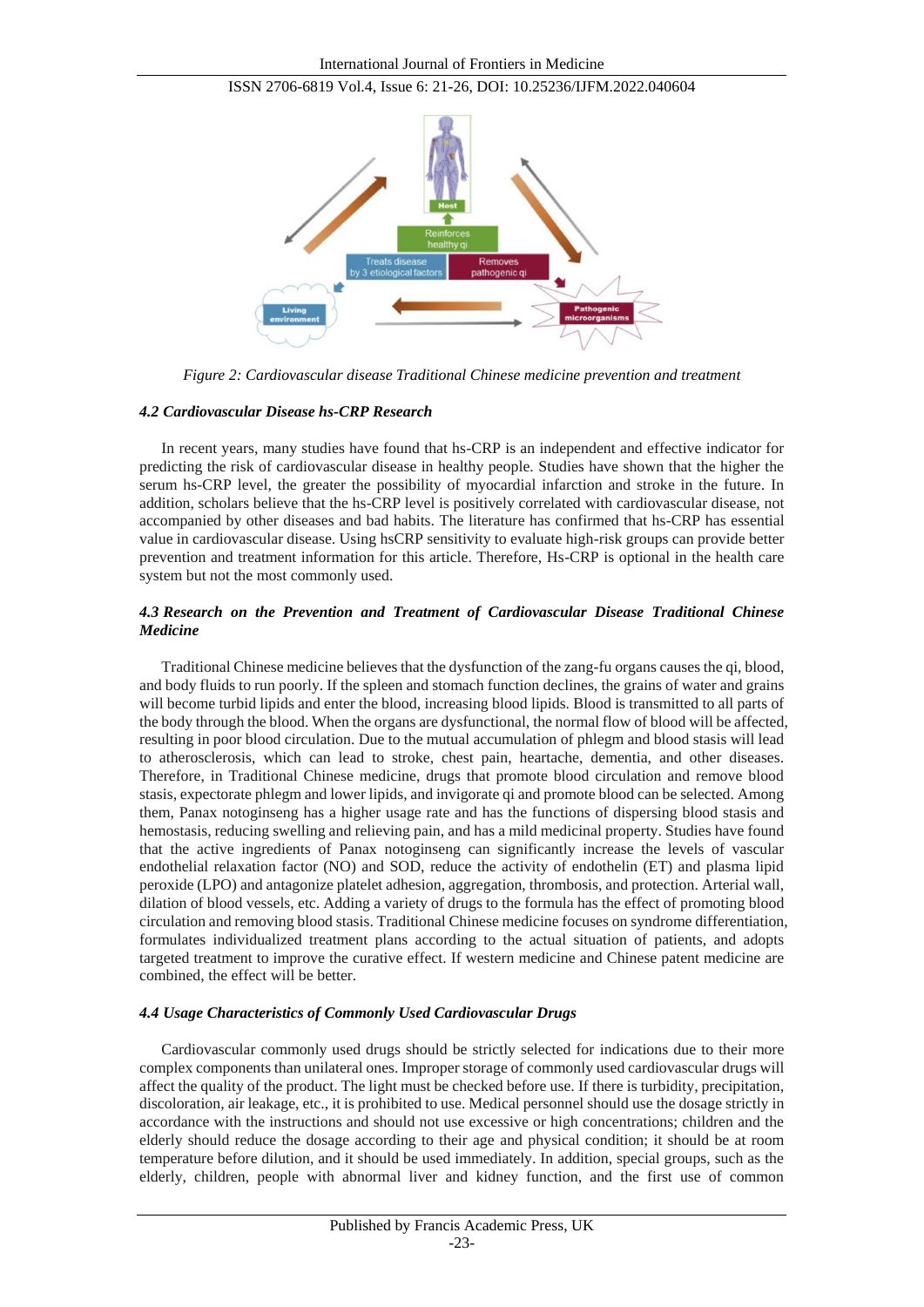Figure 2: Cardiovascular disease Traditional Chinese medicine prevention and treatment

### 4.2 Cardiovascular Disease hs-CRP Research

In recent years, many studies have found that hs-CRP is an independent and effective indicator for predicting the risk of cardiovascular disease in healthy people. Studies have shown that the higher the serum hs-CRP level, the greater the possibility of myocardial infarction and stroke in the future. In addition, scholars believe that the hs-CRP level is positively correlated with cardiovascular disease, not accompanied by other diseases and bad habits. The literature has confirmed that hs-CRP has essential value in cardiovascular disease. Using hsCRP sensitivity to evaluate high-risk groups can provide better prevention and treatment information for this article. Therefore, Hs-CRP is optional in the health care system but not the most commonly used.

### 4.3 Research on the Prevention and Treatment of Cardiovascular Disease Traditional Chinese Medicine

Traditional Chinese medicine believes that the dysfunction of the zang-fu organs causes the qi, blood, and body fluids to run poorly. If the spleen and stomach function declines, the grains of water and grains will become turbid lipids and enter the blood, increasing blood lipids. Blood is transmitted to all parts of the body through the blood. When the organs are dysfunctional, the normal flow of blood will be affected, resulting in poor blood circulation. Due to the mutual accumulation of phlegm and blood stasis will lead to atherosclerosis, which can lead to stroke, chest pain, heartache, dementia, and other diseases. Therefore, in Traditional Chinese medicine, drugs that promote blood circulation and remove blood stasis, expectorate phlegm and lower lipids, and invigorate qi and promote blood can be selected. Among them, Panax notoginseng has a higher usage rate and has the functions of dispersing blood stasis and hemostasis, reducing swelling and relieving pain, and has a mild medicinal property. Studies have found that the active ingredients of Panax notoginseng can significantly increase the levels of vascular endothelial relaxation factor (NO) and SOD, reduce the activity of endothelin (ET) and plasma lipid peroxide (LPO) and antagonize platelet adhesion, aggregation, thrombosis, and protection. Arterial wall, dilation of blood vessels, etc. Adding a variety of drugs to the formula has the effect of promoting blood circulation and removing blood stasis. Traditional Chinese medicine focuses on syndrome differentiation, formulates individualized treatment plans according to the actual situation of patients, and adopts targeted treatment to improve the curative effect. If western medicine and Chinese patent medicine are combined, the effect will be better.

### 4.4 Usage Characteristics of Commonly Used Cardiovascular Drugs

Cardiovascular commonly used drugs should be strictly selected for indications due to their more complex components than unilateral ones. Improper storage of commonly used cardiovascular drugs will affect the quality of the product. The light must be checked before use. If there is turbidity, precipitation, discoloration, air leakage, etc., it is prohibited to use. Medical personnel should use the dosage strictly in accordance with the instructions and should not use excessive or high concentrations; children and the elderly should reduce the dosage according to their age and physical condition; it should be at room temperature before dilution, and it should be used immediately. In addition, special groups, such as the elderly, children, people with abnormal liver and kidney function, and the first use of common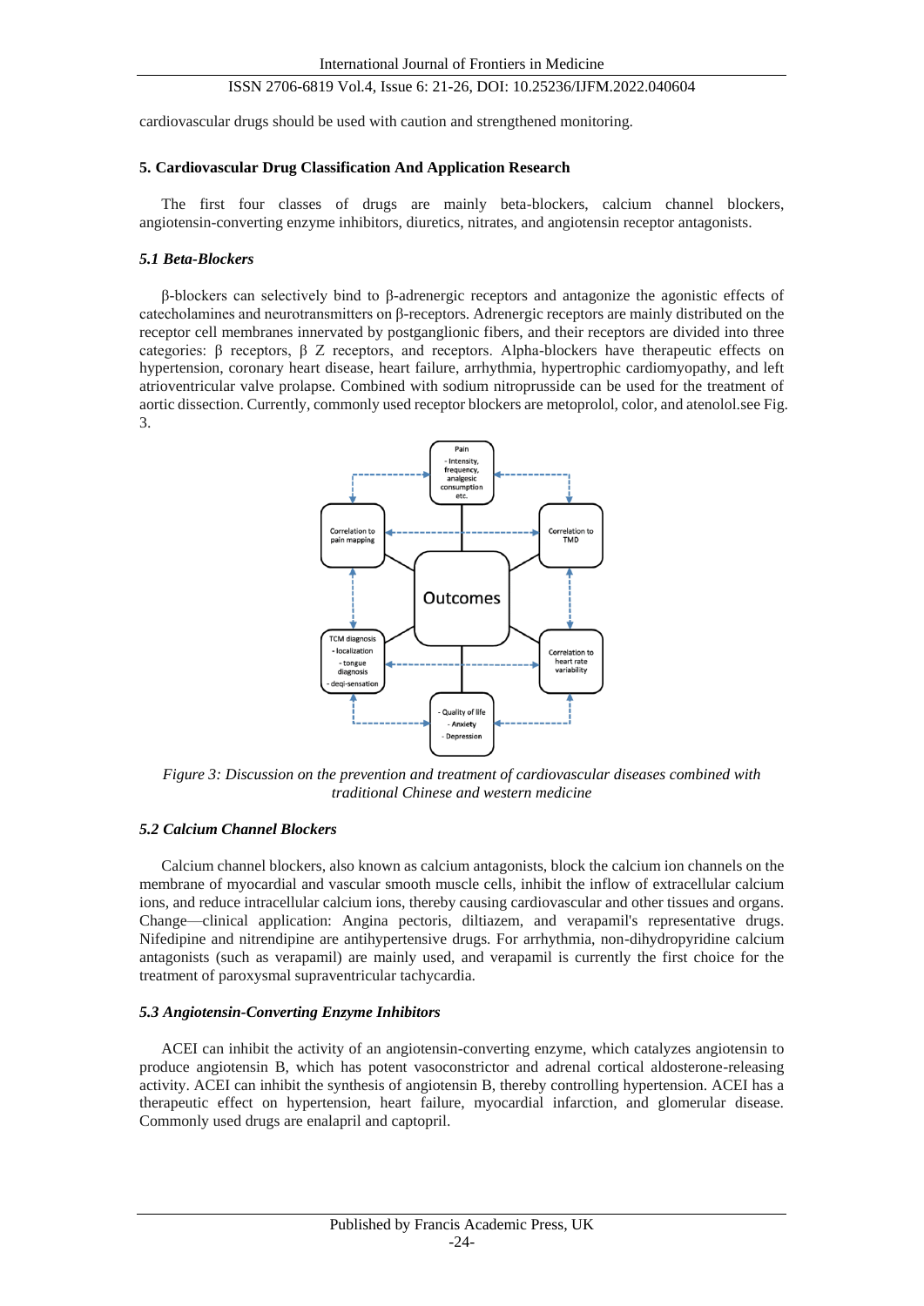cardiovascular drugs should be used with caution and strengthened monitoring.

### 5. Cardiovascular Drug Classification And Application Research

The first four classes of drugs are mainly beta-blockers, calcium channel blockers, angiotensin-converting enzyme inhibitors, diuretics, nitrates, and angiotensin receptor antagonists.

#### *5.1 Beta-Blockers*

β-blockers can selectively bind to β-adrenergic receptors and antagonize the agonistic effects of catecholamines and neurotransmitters on β-receptors. Adrenergic receptors are mainly distributed on the receptor cell membranes innervated by postganglionic fibers, and their receptors are divided into three categories: β receptors, β Z receptors, and receptors. Alpha-blockers have therapeutic effects on hypertension, coronary heart disease, heart failure, arrhythmia, hypertrophic cardiomyopathy, and left atrioventricular valve prolapse. Combined with sodium nitroprusside can be used for the treatment of aortic dissection. Currently, commonly used receptor blockers are metoprolol, color, and atenolol.see Fig. 3.

*Figure 3: Discussion on the prevention and treatment of cardiovascular diseases combined with traditional Chinese and western medicine*

#### *5.2 Calcium Channel Blockers*

Calcium channel blockers, also known as calcium antagonists, block the calcium ion channels on the membrane of myocardial and vascular smooth muscle cells, inhibit the inflow of extracellular calcium ions, and reduce intracellular calcium ions, thereby causing cardiovascular and other tissues and organs. Change—clinical application: Angina pectoris, diltiazem, and verapamil's representative drugs. Nifedipine and nitrendipine are antihypertensive drugs. For arrhythmia, non-dihydropyridine calcium antagonists (such as verapamil) are mainly used, and verapamil is currently the first choice for the treatment of paroxysmal supraventricular tachycardia.

#### *5.3 Angiotensin-Converting Enzyme Inhibitors*

ACEI can inhibit the activity of an angiotensin-converting enzyme, which catalyzes angiotensin to produce angiotensin B, which has potent vasoconstrictor and adrenal cortical aldosterone-releasing activity. ACEI can inhibit the synthesis of angiotensin B, thereby controlling hypertension. ACEI has a therapeutic effect on hypertension, heart failure, myocardial infarction, and glomerular disease. Commonly used drugs are enalapril and captopril.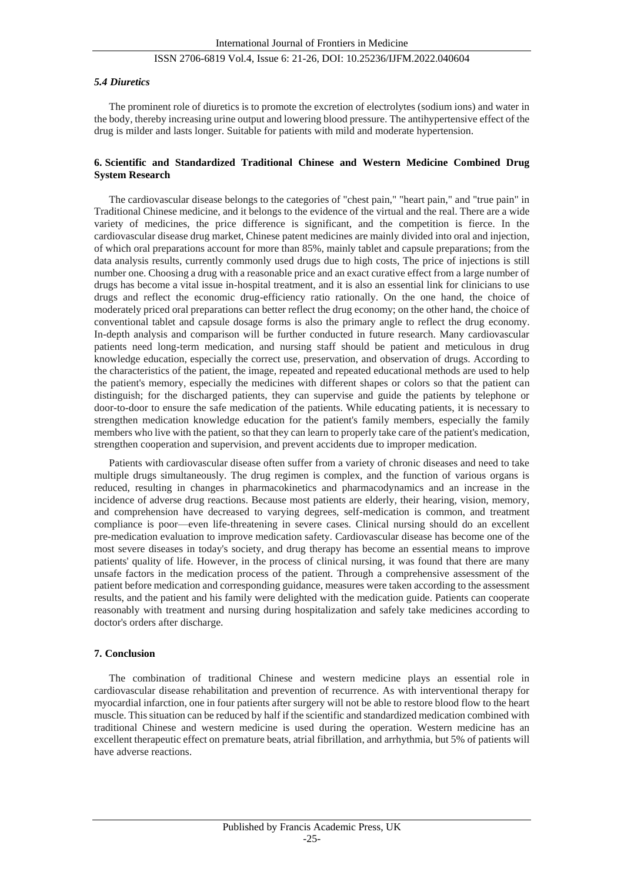### *5.4 Diuretics*

The prominent role of diuretics is to promote the excretion of electrolytes (sodium ions) and water in the body, thereby increasing urine output and lowering blood pressure. The antihypertensive effect of the drug is milder and lasts longer. Suitable for patients with mild and moderate hypertension.

## 6. Scientific and Standardized Traditional Chinese and Western Medicine Combined Drug System Research

The cardiovascular disease belongs to the categories of "chest pain," "heart pain," and "true pain" in Traditional Chinese medicine, and it belongs to the evidence of the virtual and the real. There are a wide variety of medicines, the price difference is significant, and the competition is fierce. In the cardiovascular disease drug market, Chinese patent medicines are mainly divided into oral and injection, of which oral preparations account for more than 85%, mainly tablet and capsule preparations; from the data analysis results, currently commonly used drugs due to high costs, The price of injections is still number one. Choosing a drug with a reasonable price and an exact curative effect from a large number of drugs has become a vital issue in-hospital treatment, and it is also an essential link for clinicians to use drugs and reflect the economic drug-efficiency ratio rationally. On the one hand, the choice of moderately priced oral preparations can better reflect the drug economy; on the other hand, the choice of conventional tablet and capsule dosage forms is also the primary angle to reflect the drug economy. In-depth analysis and comparison will be further conducted in future research. Many cardiovascular patients need long-term medication, and nursing staff should be patient and meticulous in drug knowledge education, especially the correct use, preservation, and observation of drugs. According to the characteristics of the patient, the image, repeated and repeated educational methods are used to help the patient's memory, especially the medicines with different shapes or colors so that the patient can distinguish; for the discharged patients, they can supervise and guide the patients by telephone or door-to-door to ensure the safe medication of the patients. While educating patients, it is necessary to strengthen medication knowledge education for the patient's family members, especially the family members who live with the patient, so that they can learn to properly take care of the patient's medication, strengthen cooperation and supervision, and prevent accidents due to improper medication.

Patients with cardiovascular disease often suffer from a variety of chronic diseases and need to take multiple drugs simultaneously. The drug regimen is complex, and the function of various organs is reduced, resulting in changes in pharmacokinetics and pharmacodynamics and an increase in the incidence of adverse drug reactions. Because most patients are elderly, their hearing, vision, memory, and comprehension have decreased to varying degrees, self-medication is common, and treatment compliance is poor—even life-threatening in severe cases. Clinical nursing should do an excellent pre-medication evaluation to improve medication safety. Cardiovascular disease has become one of the most severe diseases in today's society, and drug therapy has become an essential means to improve patients' quality of life. However, in the process of clinical nursing, it was found that there are many unsafe factors in the medication process of the patient. Through a comprehensive assessment of the patient before medication and corresponding guidance, measures were taken according to the assessment results, and the patient and his family were delighted with the medication guide. Patients can cooperate reasonably with treatment and nursing during hospitalization and safely take medicines according to doctor's orders after discharge.

## 7. Conclusion

The combination of traditional Chinese and western medicine plays an essential role in cardiovascular disease rehabilitation and prevention of recurrence. As with interventional therapy for myocardial infarction, one in four patients after surgery will not be able to restore blood flow to the heart muscle. This situation can be reduced by half if the scientific and standardized medication combined with traditional Chinese and western medicine is used during the operation. Western medicine has an excellent therapeutic effect on premature beats, atrial fibrillation, and arrhythmia, but 5% of patients will have adverse reactions.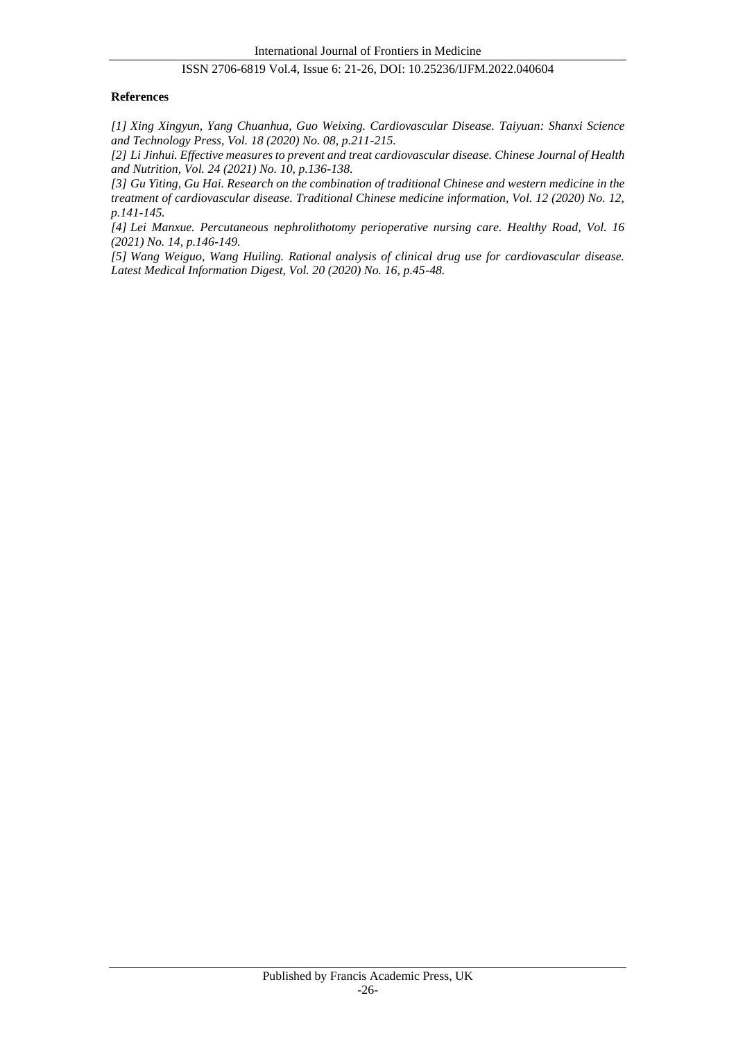**References**

*[1] Xing Xingyun, Yang Chuanhua, Guo Weixing. Cardiovascular Disease. Taiyuan: Shanxi Science and Technology Press, Vol. 18 (2020) No. 08, p.211-215.*

*[2] Li Jinhui. Effective measures to prevent and treat cardiovascular disease. Chinese Journal of Health and Nutrition, Vol. 24 (2021) No. 10, p.136-138.*

*[3] Gu Yiting, Gu Hai. Research on the combination of traditional Chinese and western medicine in the treatment of cardiovascular disease. Traditional Chinese medicine information, Vol. 12 (2020) No. 12, p.141-145.*

*[4] Lei Manxue. Percutaneous nephrolithotomy perioperative nursing care. Healthy Road, Vol. 16 (2021) No. 14, p.146-149.*

*[5] Wang Weiguo, Wang Huiling. Rational analysis of clinical drug use for cardiovascular disease. Latest Medical Information Digest, Vol. 20 (2020) No. 16, p.45-48.*